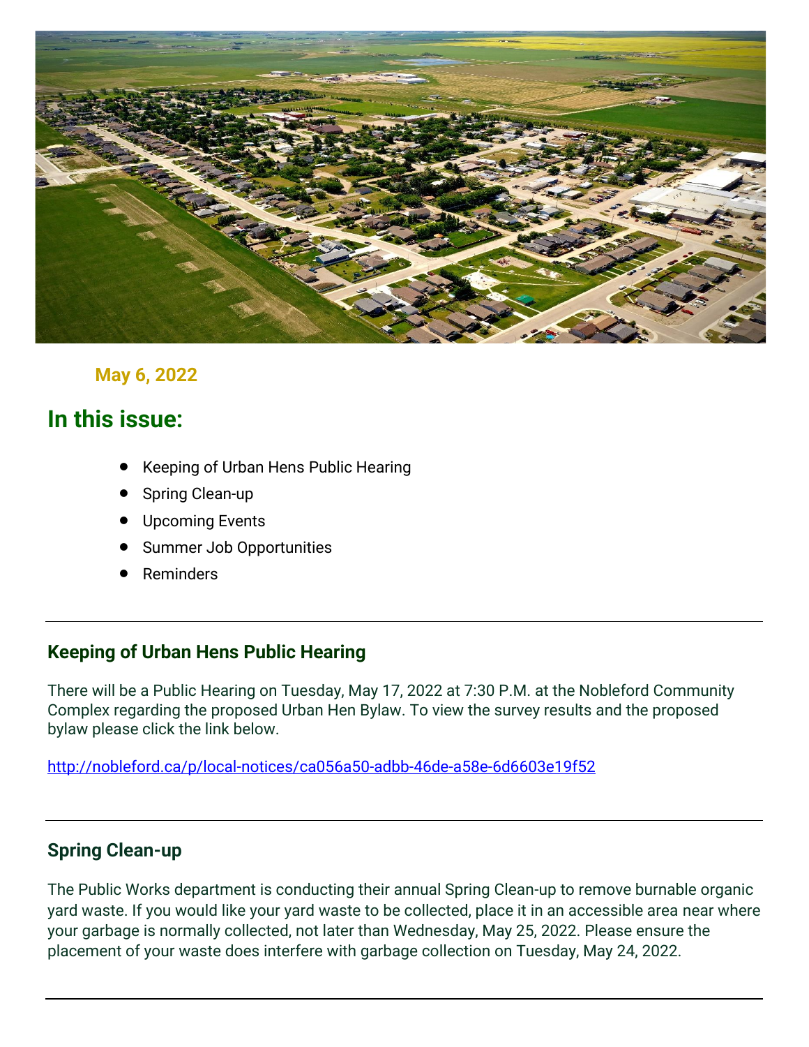**May 6, 2022**

## In this issue:

- Keeping of Urban Hens Public Hearing
- Spring Clean-up
- Upcoming Events
- Summer Job Opportunities
- Reminders

---

### Keeping of Urban Hens Public Hearing

There will be a Public Hearing on Tuesday, May 17, 2022 at 7:30 P.M. at the Nobleford Community Complex regarding the proposed Urban Hen Bylaw. To view the survey results and the proposed bylaw please click the link below.

http://nobleford.ca/p/local-notices/ca056a50-adbb-46de-a58e-6d6603e19f52

---

### Spring Clean-up

The Public Works department is conducting their annual Spring Clean-up to remove burnable organic yard waste. If you would like your yard waste to be collected, place it in an accessible area near where your garbage is normally collected, not later than Wednesday, May 25, 2022. Please ensure the placement of your waste does interfere with garbage collection on Tuesday, May 24, 2022.

---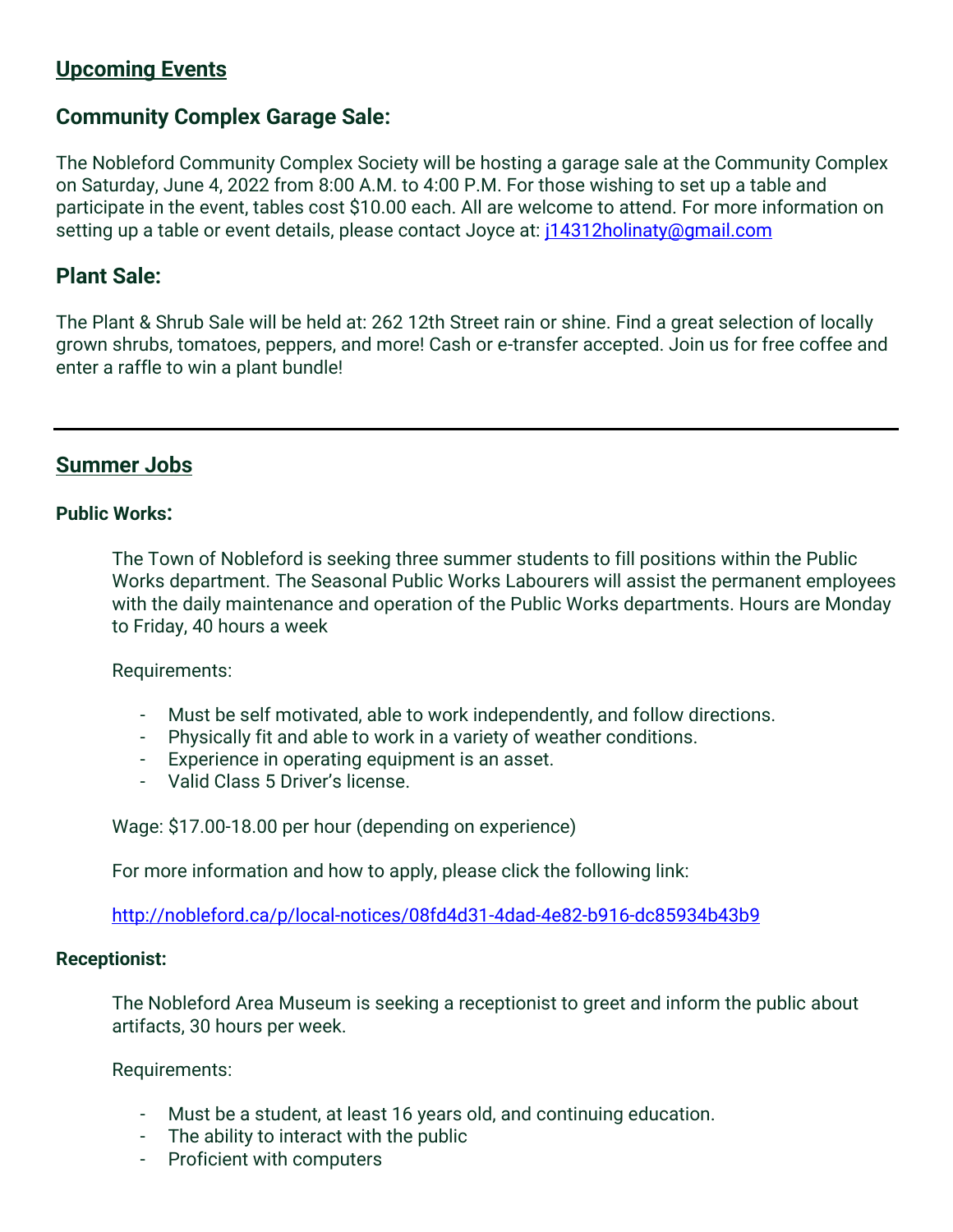## Upcoming Events

### Community Complex Garage Sale:

The Nobleford Community Complex Society will be hosting a garage sale at the Community Complex on Saturday, June 4, 2022 from 8:00 A.M. to 4:00 P.M. For those wishing to set up a table and participate in the event, tables cost $10.00 each. All are welcome to attend. For more information on setting up a table or event details, please contact Joyce at: j14312holinaty@gmail.com

### Plant Sale:

The Plant & Shrub Sale will be held at: 262 12th Street rain or shine. Find a great selection of locally grown shrubs, tomatoes, peppers, and more! Cash or e-transfer accepted. Join us for free coffee and enter a raffle to win a plant bundle!

---

## Summer Jobs

#### Public Works:

The Town of Nobleford is seeking three summer students to fill positions within the Public Works department. The Seasonal Public Works Labourers will assist the permanent employees with the daily maintenance and operation of the Public Works departments. Hours are Monday to Friday, 40 hours a week

Requirements:

- Must be self motivated, able to work independently, and follow directions.
- Physically fit and able to work in a variety of weather conditions.
- Experience in operating equipment is an asset.
- Valid Class 5 Driver's license.

Wage: $17.00-18.00 per hour (depending on experience)

For more information and how to apply, please click the following link:

http://nobleford.ca/p/local-notices/08fd4d31-4dad-4e82-b916-dc85934b43b9

#### Receptionist:

The Nobleford Area Museum is seeking a receptionist to greet and inform the public about artifacts, 30 hours per week.

Requirements:

- Must be a student, at least 16 years old, and continuing education.
- The ability to interact with the public
- Proficient with computers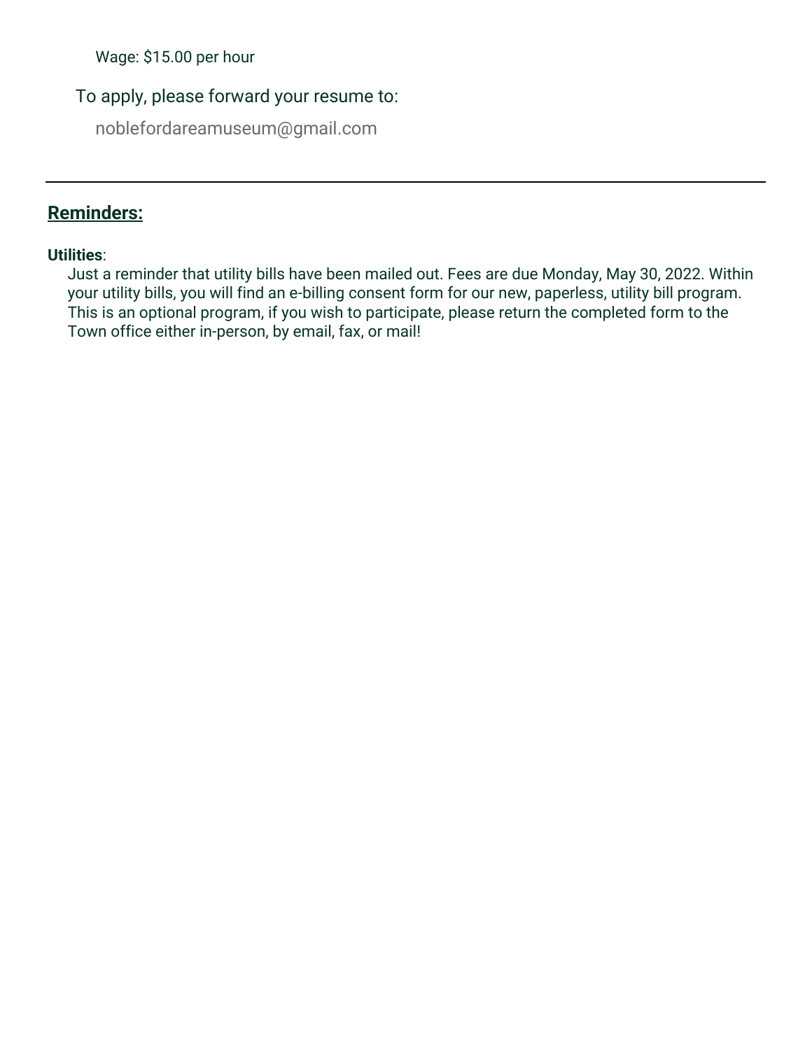Wage: $15.00 per hour

To apply, please forward your resume to:

noblefordareamuseum@gmail.com

---

## Reminders:

**Utilities**:

Just a reminder that utility bills have been mailed out. Fees are due Monday, May 30, 2022. Within your utility bills, you will find an e-billing consent form for our new, paperless, utility bill program. This is an optional program, if you wish to participate, please return the completed form to the Town office either in-person, by email, fax, or mail!